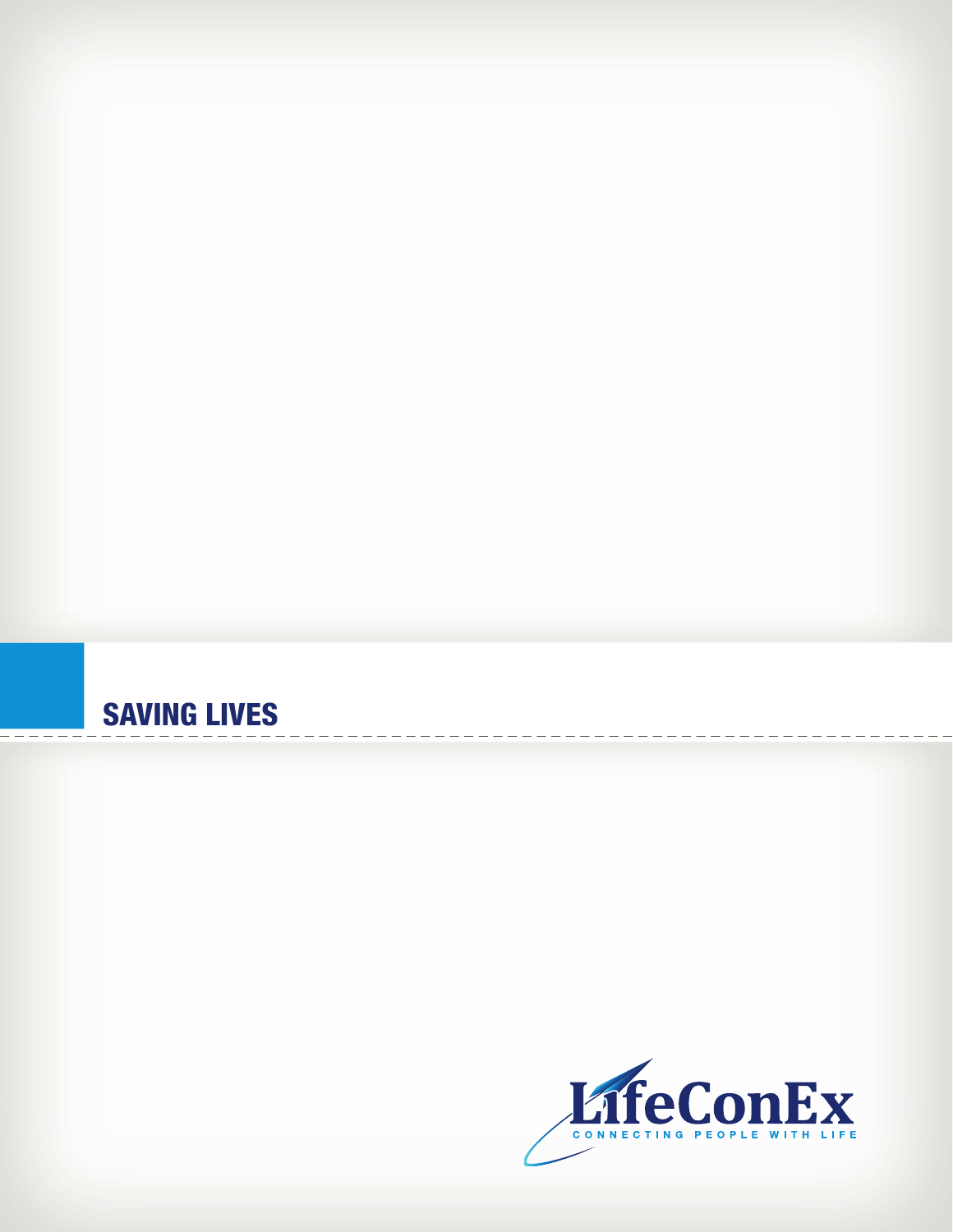# SAVING LIVES

LifeConEx

CONNECTING PEOPLE WITH LIFE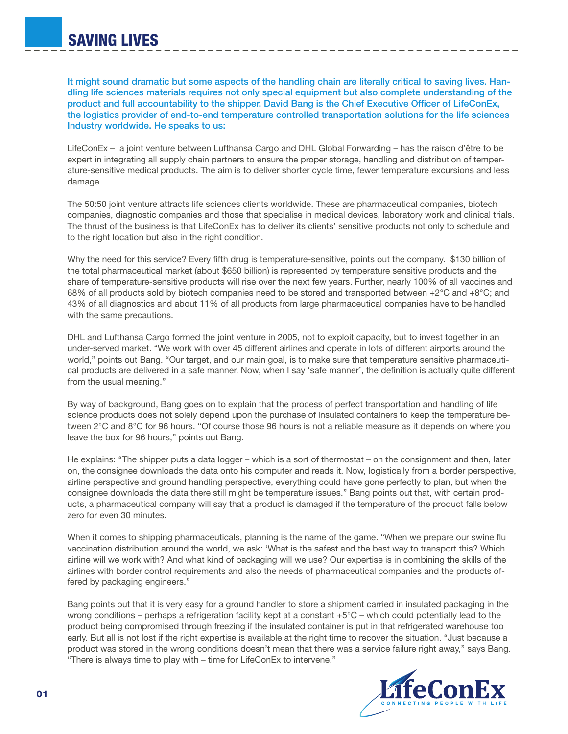# SAVING LIVES

**It might sound dramatic but some aspects of the handling chain are literally critical to saving lives. Handling life sciences materials requires not only special equipment but also complete understanding of the product and full accountability to the shipper. David Bang is the Chief Executive Officer of LifeConEx, the logistics provider of end-to-end temperature controlled transportation solutions for the life sciences Industry worldwide. He speaks to us:**

LifeConEx – a joint venture between Lufthansa Cargo and DHL Global Forwarding – has the raison d'être to be expert in integrating all supply chain partners to ensure the proper storage, handling and distribution of temperature-sensitive medical products. The aim is to deliver shorter cycle time, fewer temperature excursions and less damage.

The 50:50 joint venture attracts life sciences clients worldwide. These are pharmaceutical companies, biotech companies, diagnostic companies and those that specialise in medical devices, laboratory work and clinical trials. The thrust of the business is that LifeConEx has to deliver its clients' sensitive products not only to schedule and to the right location but also in the right condition.

Why the need for this service? Every fifth drug is temperature-sensitive, points out the company. $130 billion of the total pharmaceutical market (about $650 billion) is represented by temperature sensitive products and the share of temperature-sensitive products will rise over the next few years. Further, nearly 100% of all vaccines and 68% of all products sold by biotech companies need to be stored and transported between +2°C and +8°C; and 43% of all diagnostics and about 11% of all products from large pharmaceutical companies have to be handled with the same precautions.

DHL and Lufthansa Cargo formed the joint venture in 2005, not to exploit capacity, but to invest together in an under-served market. "We work with over 45 different airlines and operate in lots of different airports around the world," points out Bang. "Our target, and our main goal, is to make sure that temperature sensitive pharmaceutical products are delivered in a safe manner. Now, when I say 'safe manner', the definition is actually quite different from the usual meaning."

By way of background, Bang goes on to explain that the process of perfect transportation and handling of life science products does not solely depend upon the purchase of insulated containers to keep the temperature between 2°C and 8°C for 96 hours. "Of course those 96 hours is not a reliable measure as it depends on where you leave the box for 96 hours," points out Bang.

He explains: "The shipper puts a data logger – which is a sort of thermostat – on the consignment and then, later on, the consignee downloads the data onto his computer and reads it. Now, logistically from a border perspective, airline perspective and ground handling perspective, everything could have gone perfectly to plan, but when the consignee downloads the data there still might be temperature issues." Bang points out that, with certain products, a pharmaceutical company will say that a product is damaged if the temperature of the product falls below zero for even 30 minutes.

When it comes to shipping pharmaceuticals, planning is the name of the game. "When we prepare our swine flu vaccination distribution around the world, we ask: 'What is the safest and the best way to transport this? Which airline will we work with? And what kind of packaging will we use? Our expertise is in combining the skills of the airlines with border control requirements and also the needs of pharmaceutical companies and the products offered by packaging engineers."

Bang points out that it is very easy for a ground handler to store a shipment carried in insulated packaging in the wrong conditions – perhaps a refrigeration facility kept at a constant +5°C – which could potentially lead to the product being compromised through freezing if the insulated container is put in that refrigerated warehouse too early. But all is not lost if the right expertise is available at the right time to recover the situation. "Just because a product was stored in the wrong conditions doesn't mean that there was a service failure right away," says Bang. "There is always time to play with – time for LifeConEx to intervene."

LifeConEx
CONNECTING PEOPLE WITH LIFE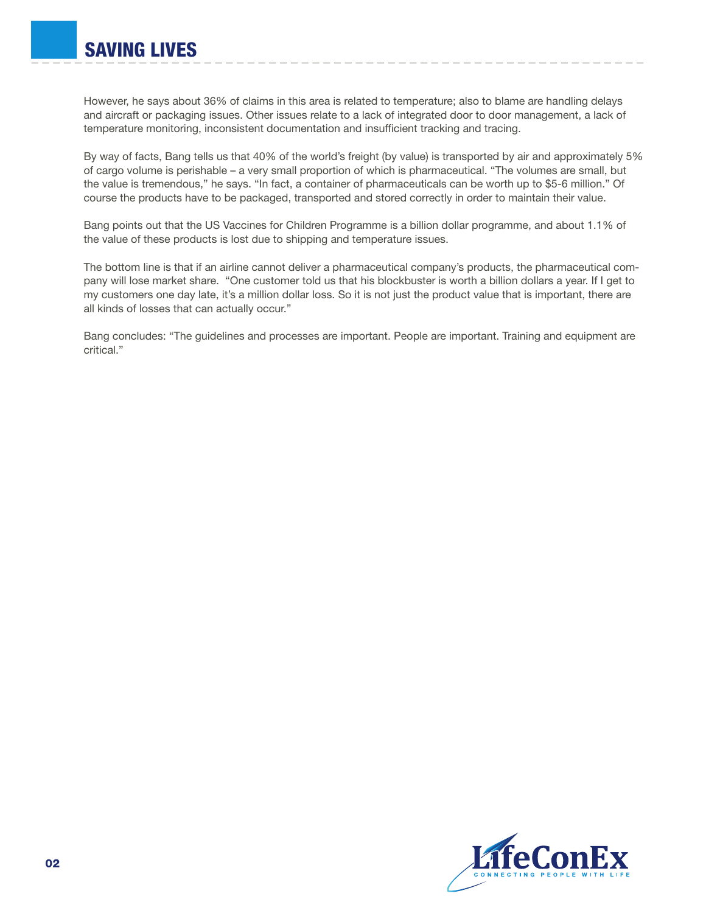However, he says about 36% of claims in this area is related to temperature; also to blame are handling delays and aircraft or packaging issues. Other issues relate to a lack of integrated door to door management, a lack of temperature monitoring, inconsistent documentation and insufficient tracking and tracing.

By way of facts, Bang tells us that 40% of the world's freight (by value) is transported by air and approximately 5% of cargo volume is perishable – a very small proportion of which is pharmaceutical. "The volumes are small, but the value is tremendous," he says. "In fact, a container of pharmaceuticals can be worth up to $5-6 million." Of course the products have to be packaged, transported and stored correctly in order to maintain their value.

Bang points out that the US Vaccines for Children Programme is a billion dollar programme, and about 1.1% of the value of these products is lost due to shipping and temperature issues.

The bottom line is that if an airline cannot deliver a pharmaceutical company's products, the pharmaceutical company will lose market share. "One customer told us that his blockbuster is worth a billion dollars a year. If I get to my customers one day late, it's a million dollar loss. So it is not just the product value that is important, there are all kinds of losses that can actually occur."

Bang concludes: "The guidelines and processes are important. People are important. Training and equipment are critical."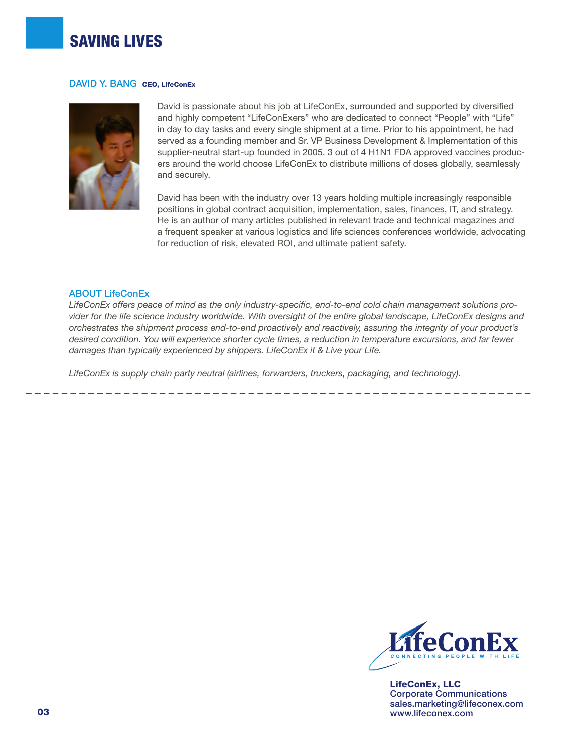# SAVING LIVES

## DAVID Y. BANG **CEO, LifeConEx**

David is passionate about his job at LifeConEx, surrounded and supported by diversified and highly competent "LifeConExers" who are dedicated to connect "People" with "Life" in day to day tasks and every single shipment at a time. Prior to his appointment, he had served as a founding member and Sr. VP Business Development & Implementation of this supplier-neutral start-up founded in 2005. 3 out of 4 H1N1 FDA approved vaccines producers around the world choose LifeConEx to distribute millions of doses globally, seamlessly and securely.

David has been with the industry over 13 years holding multiple increasingly responsible positions in global contract acquisition, implementation, sales, finances, IT, and strategy. He is an author of many articles published in relevant trade and technical magazines and a frequent speaker at various logistics and life sciences conferences worldwide, advocating for reduction of risk, elevated ROI, and ultimate patient safety.

## ABOUT LifeConEx

*LifeConEx offers peace of mind as the only industry-specific, end-to-end cold chain management solutions provider for the life science industry worldwide. With oversight of the entire global landscape, LifeConEx designs and orchestrates the shipment process end-to-end proactively and reactively, assuring the integrity of your product's desired condition. You will experience shorter cycle times, a reduction in temperature excursions, and far fewer damages than typically experienced by shippers. LifeConEx it & Live your Life.*

*LifeConEx is supply chain party neutral (airlines, forwarders, truckers, packaging, and technology).*

LifeConEx
CONNECTING PEOPLE WITH LIFE

**LifeConEx, LLC**
**Corporate Communications**
**sales.marketing@lifeconex.com**
**www.lifeconex.com**